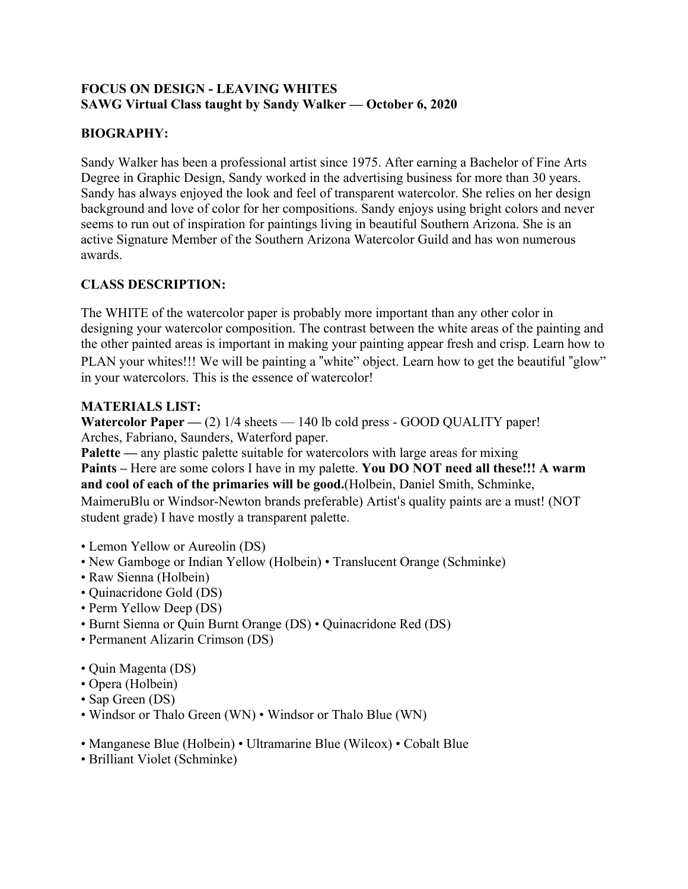**FOCUS ON DESIGN - LEAVING WHITES**
**SAWG Virtual Class taught by Sandy Walker — October 6, 2020**

**BIOGRAPHY:**

Sandy Walker has been a professional artist since 1975. After earning a Bachelor of Fine Arts Degree in Graphic Design, Sandy worked in the advertising business for more than 30 years. Sandy has always enjoyed the look and feel of transparent watercolor. She relies on her design background and love of color for her compositions. Sandy enjoys using bright colors and never seems to run out of inspiration for paintings living in beautiful Southern Arizona. She is an active Signature Member of the Southern Arizona Watercolor Guild and has won numerous awards.

**CLASS DESCRIPTION:**

The WHITE of the watercolor paper is probably more important than any other color in designing your watercolor composition. The contrast between the white areas of the painting and the other painted areas is important in making your painting appear fresh and crisp. Learn how to PLAN your whites!!! We will be painting a ”white” object. Learn how to get the beautiful ”glow” in your watercolors. This is the essence of watercolor!

**MATERIALS LIST:**

**Watercolor Paper —** (2) 1/4 sheets — 140 lb cold press - GOOD QUALITY paper! Arches, Fabriano, Saunders, Waterford paper.
**Palette —** any plastic palette suitable for watercolors with large areas for mixing
**Paints –** Here are some colors I have in my palette. **You DO NOT need all these!!! A warm and cool of each of the primaries will be good.**(Holbein, Daniel Smith, Schminke, MaimeruBlu or Windsor-Newton brands preferable) Artist's quality paints are a must! (NOT student grade) I have mostly a transparent palette.

- Lemon Yellow or Aureolin (DS)
- New Gamboge or Indian Yellow (Holbein) • Translucent Orange (Schminke)
- Raw Sienna (Holbein)
- Quinacridone Gold (DS)
- Perm Yellow Deep (DS)
- Burnt Sienna or Quin Burnt Orange (DS) • Quinacridone Red (DS)
- Permanent Alizarin Crimson (DS)

- Quin Magenta (DS)
- Opera (Holbein)
- Sap Green (DS)
- Windsor or Thalo Green (WN) • Windsor or Thalo Blue (WN)

- Manganese Blue (Holbein) • Ultramarine Blue (Wilcox) • Cobalt Blue
- Brilliant Violet (Schminke)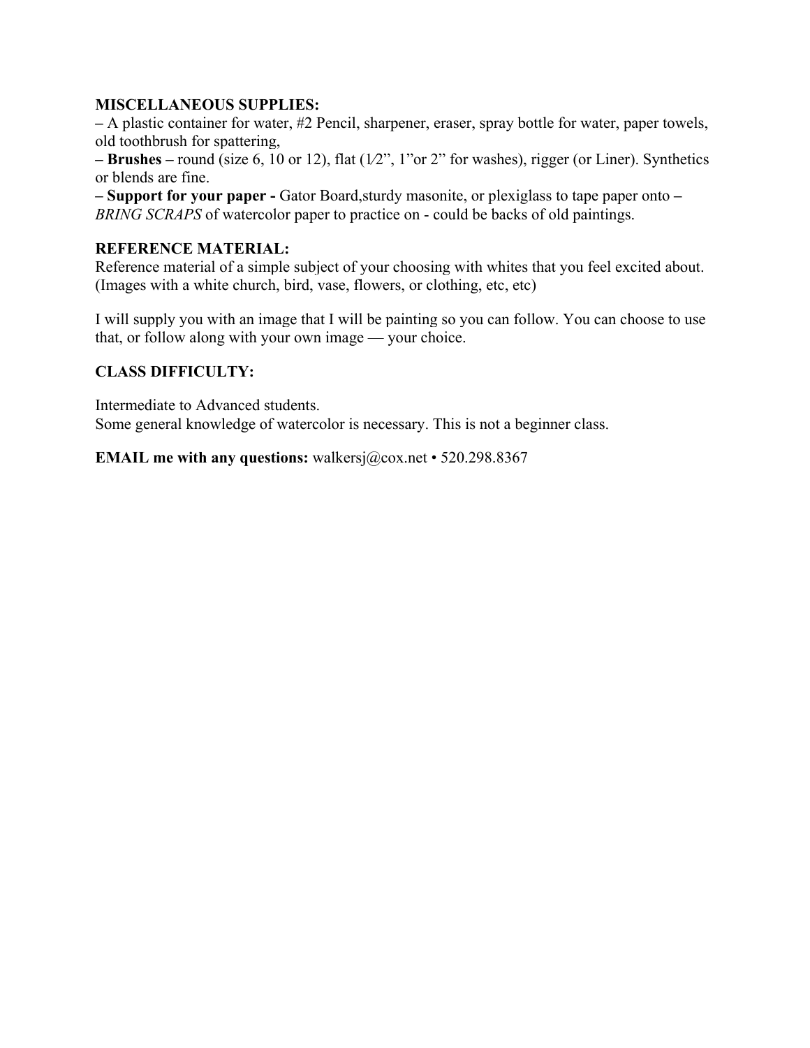**MISCELLANEOUS SUPPLIES:**
– A plastic container for water, #2 Pencil, sharpener, eraser, spray bottle for water, paper towels, old toothbrush for spattering,
– **Brushes –** round (size 6, 10 or 12), flat (1⁄2", 1"or 2" for washes), rigger (or Liner). Synthetics or blends are fine.
– **Support for your paper -** Gator Board,sturdy masonite, or plexiglass to tape paper onto – *BRING SCRAPS* of watercolor paper to practice on - could be backs of old paintings.

**REFERENCE MATERIAL:**
Reference material of a simple subject of your choosing with whites that you feel excited about. (Images with a white church, bird, vase, flowers, or clothing, etc, etc)

I will supply you with an image that I will be painting so you can follow. You can choose to use that, or follow along with your own image — your choice.

**CLASS DIFFICULTY:**

Intermediate to Advanced students.
Some general knowledge of watercolor is necessary. This is not a beginner class.

**EMAIL me with any questions:** walkersj@cox.net • 520.298.8367